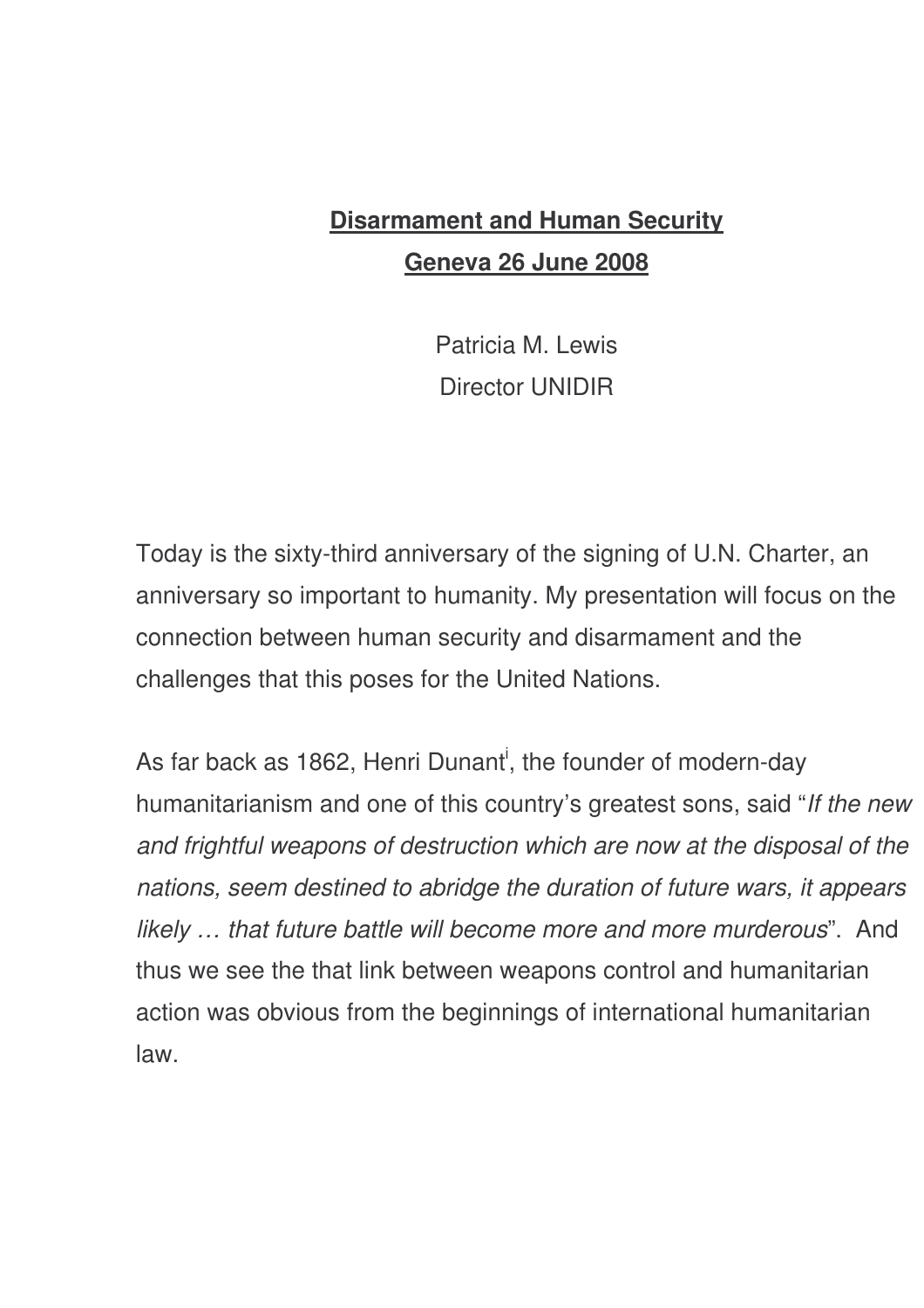# **Disarmament and Human Security**

## **Geneva 26 June 2008**

Patricia M. Lewis
Director UNIDIR

Today is the sixty-third anniversary of the signing of U.N. Charter, an anniversary so important to humanity. My presentation will focus on the connection between human security and disarmament and the challenges that this poses for the United Nations.

As far back as 1862, Henri Dunant[i], the founder of modern-day humanitarianism and one of this country's greatest sons, said "*If the new and frightful weapons of destruction which are now at the disposal of the nations, seem destined to abridge the duration of future wars, it appears likely … that future battle will become more and more murderous*". And thus we see the that link between weapons control and humanitarian action was obvious from the beginnings of international humanitarian law.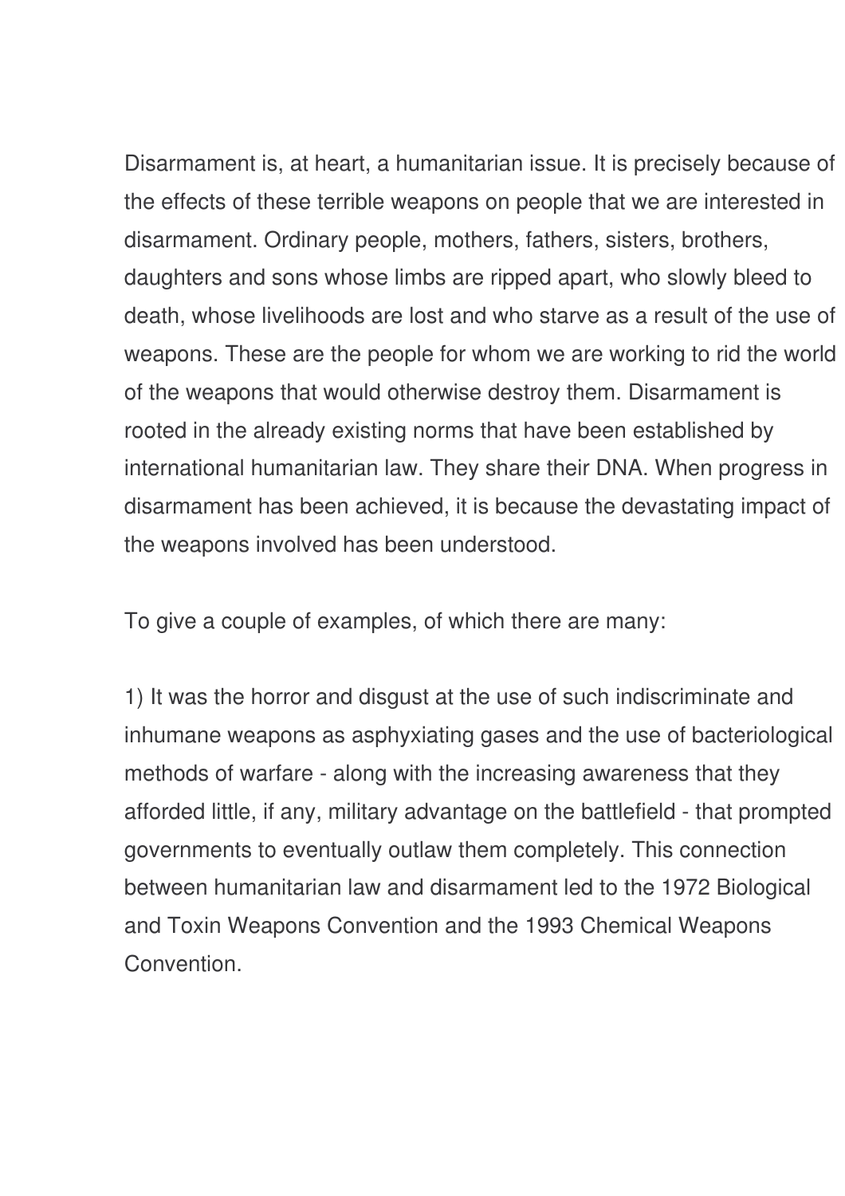Disarmament is, at heart, a humanitarian issue. It is precisely because of the effects of these terrible weapons on people that we are interested in disarmament. Ordinary people, mothers, fathers, sisters, brothers, daughters and sons whose limbs are ripped apart, who slowly bleed to death, whose livelihoods are lost and who starve as a result of the use of weapons. These are the people for whom we are working to rid the world of the weapons that would otherwise destroy them. Disarmament is rooted in the already existing norms that have been established by international humanitarian law. They share their DNA. When progress in disarmament has been achieved, it is because the devastating impact of the weapons involved has been understood.

To give a couple of examples, of which there are many:

1) It was the horror and disgust at the use of such indiscriminate and inhumane weapons as asphyxiating gases and the use of bacteriological methods of warfare - along with the increasing awareness that they afforded little, if any, military advantage on the battlefield - that prompted governments to eventually outlaw them completely. This connection between humanitarian law and disarmament led to the 1972 Biological and Toxin Weapons Convention and the 1993 Chemical Weapons Convention.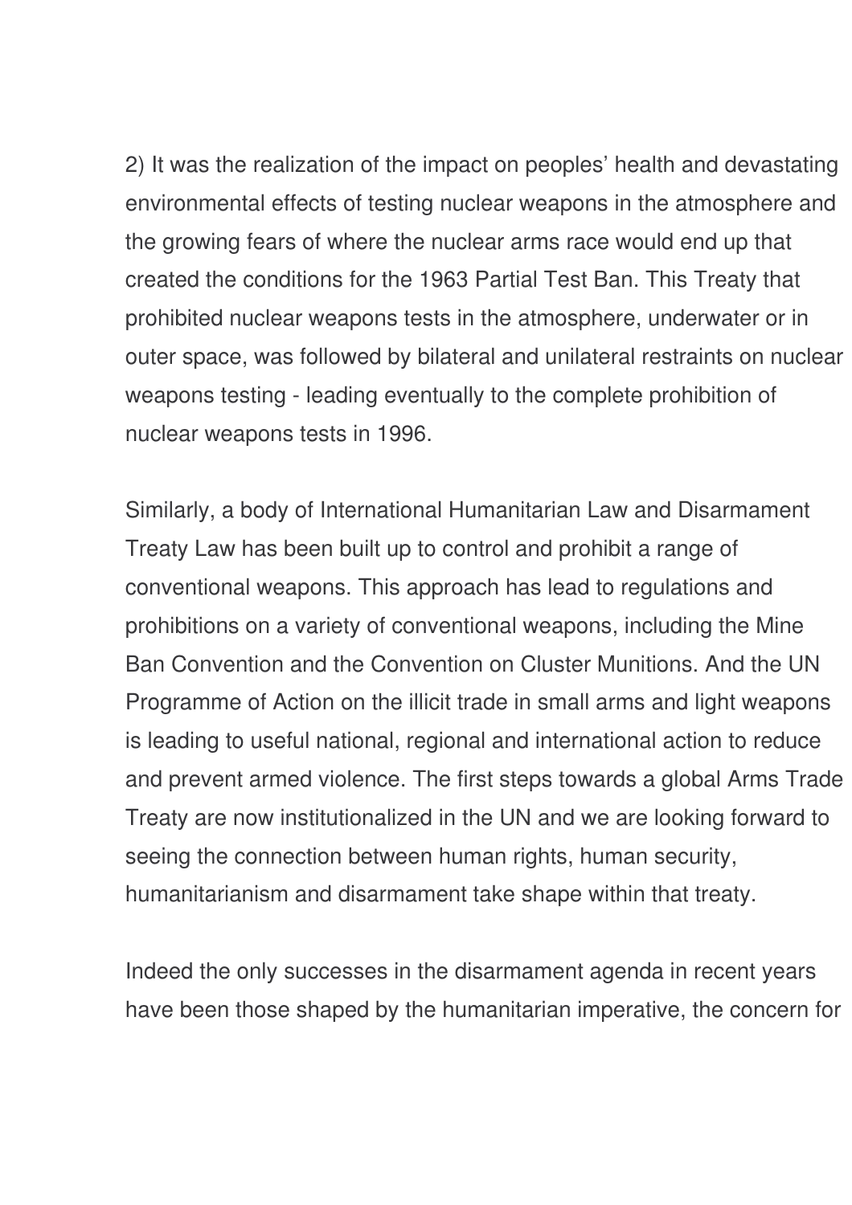2) It was the realization of the impact on peoples' health and devastating environmental effects of testing nuclear weapons in the atmosphere and the growing fears of where the nuclear arms race would end up that created the conditions for the 1963 Partial Test Ban. This Treaty that prohibited nuclear weapons tests in the atmosphere, underwater or in outer space, was followed by bilateral and unilateral restraints on nuclear weapons testing - leading eventually to the complete prohibition of nuclear weapons tests in 1996.

Similarly, a body of International Humanitarian Law and Disarmament Treaty Law has been built up to control and prohibit a range of conventional weapons. This approach has lead to regulations and prohibitions on a variety of conventional weapons, including the Mine Ban Convention and the Convention on Cluster Munitions. And the UN Programme of Action on the illicit trade in small arms and light weapons is leading to useful national, regional and international action to reduce and prevent armed violence. The first steps towards a global Arms Trade Treaty are now institutionalized in the UN and we are looking forward to seeing the connection between human rights, human security, humanitarianism and disarmament take shape within that treaty.

Indeed the only successes in the disarmament agenda in recent years have been those shaped by the humanitarian imperative, the concern for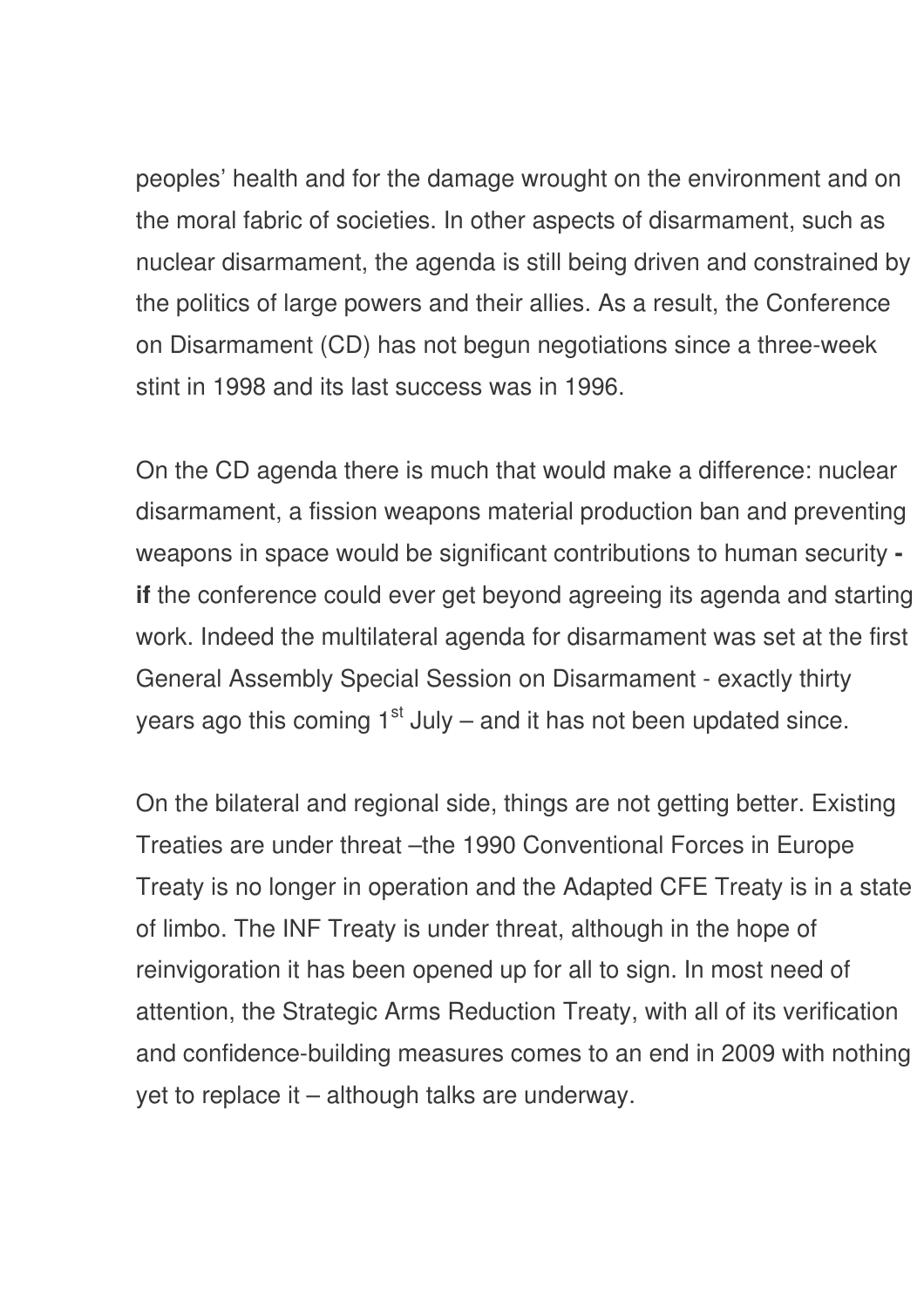peoples' health and for the damage wrought on the environment and on the moral fabric of societies. In other aspects of disarmament, such as nuclear disarmament, the agenda is still being driven and constrained by the politics of large powers and their allies. As a result, the Conference on Disarmament (CD) has not begun negotiations since a three-week stint in 1998 and its last success was in 1996.

On the CD agenda there is much that would make a difference: nuclear disarmament, a fission weapons material production ban and preventing weapons in space would be significant contributions to human security **- if** the conference could ever get beyond agreeing its agenda and starting work. Indeed the multilateral agenda for disarmament was set at the first General Assembly Special Session on Disarmament - exactly thirty years ago this coming 1st July – and it has not been updated since.

On the bilateral and regional side, things are not getting better. Existing Treaties are under threat –the 1990 Conventional Forces in Europe Treaty is no longer in operation and the Adapted CFE Treaty is in a state of limbo. The INF Treaty is under threat, although in the hope of reinvigoration it has been opened up for all to sign. In most need of attention, the Strategic Arms Reduction Treaty, with all of its verification and confidence-building measures comes to an end in 2009 with nothing yet to replace it – although talks are underway.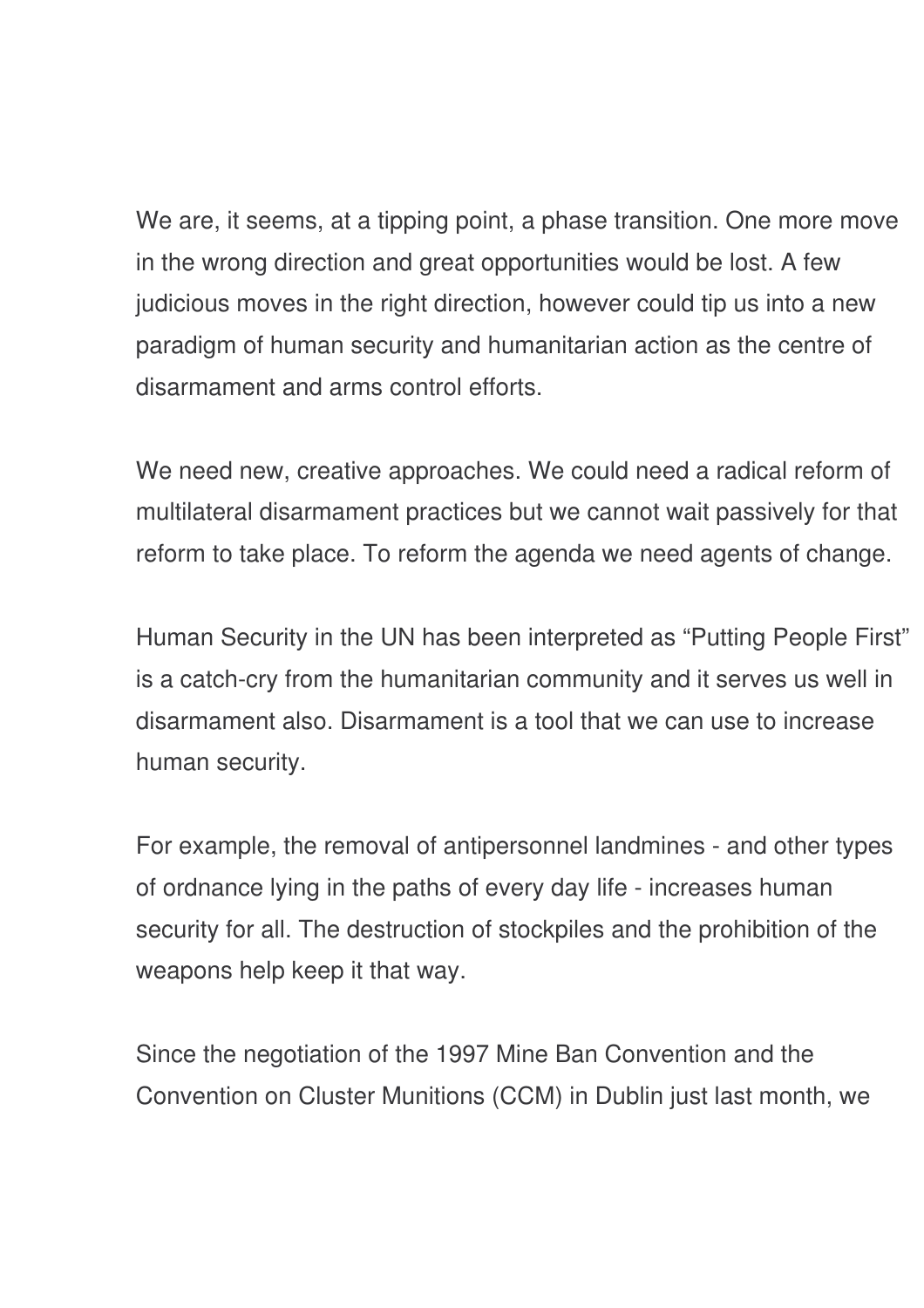We are, it seems, at a tipping point, a phase transition. One more move in the wrong direction and great opportunities would be lost. A few judicious moves in the right direction, however could tip us into a new paradigm of human security and humanitarian action as the centre of disarmament and arms control efforts.

We need new, creative approaches. We could need a radical reform of multilateral disarmament practices but we cannot wait passively for that reform to take place. To reform the agenda we need agents of change.

Human Security in the UN has been interpreted as "Putting People First" is a catch-cry from the humanitarian community and it serves us well in disarmament also. Disarmament is a tool that we can use to increase human security.

For example, the removal of antipersonnel landmines - and other types of ordnance lying in the paths of every day life - increases human security for all. The destruction of stockpiles and the prohibition of the weapons help keep it that way.

Since the negotiation of the 1997 Mine Ban Convention and the Convention on Cluster Munitions (CCM) in Dublin just last month, we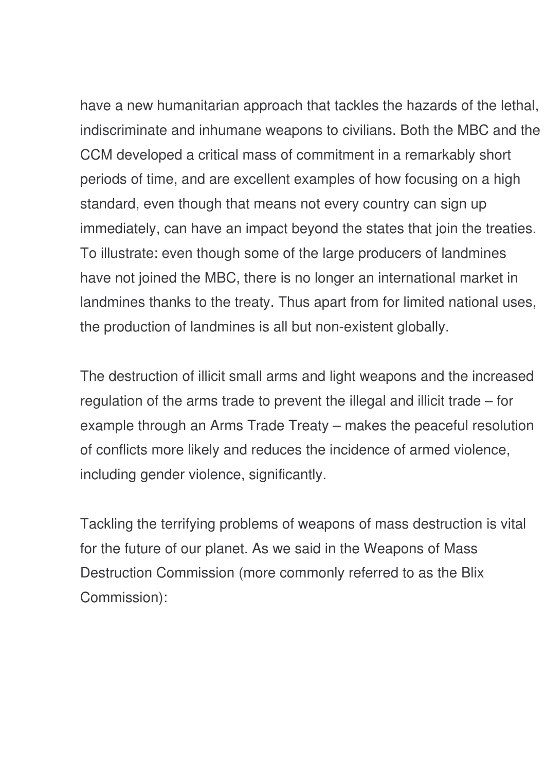have a new humanitarian approach that tackles the hazards of the lethal, indiscriminate and inhumane weapons to civilians. Both the MBC and the CCM developed a critical mass of commitment in a remarkably short periods of time, and are excellent examples of how focusing on a high standard, even though that means not every country can sign up immediately, can have an impact beyond the states that join the treaties. To illustrate: even though some of the large producers of landmines have not joined the MBC, there is no longer an international market in landmines thanks to the treaty. Thus apart from for limited national uses, the production of landmines is all but non-existent globally.

The destruction of illicit small arms and light weapons and the increased regulation of the arms trade to prevent the illegal and illicit trade – for example through an Arms Trade Treaty – makes the peaceful resolution of conflicts more likely and reduces the incidence of armed violence, including gender violence, significantly.

Tackling the terrifying problems of weapons of mass destruction is vital for the future of our planet. As we said in the Weapons of Mass Destruction Commission (more commonly referred to as the Blix Commission):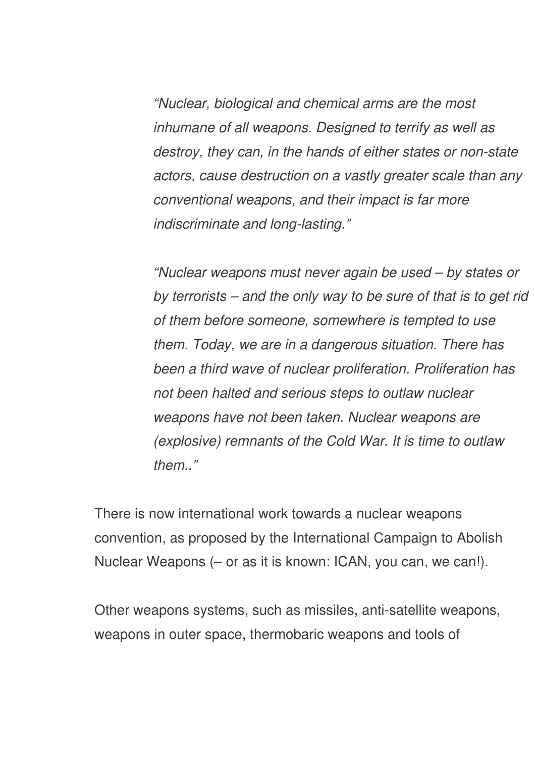> *"Nuclear, biological and chemical arms are the most inhumane of all weapons. Designed to terrify as well as destroy, they can, in the hands of either states or non-state actors, cause destruction on a vastly greater scale than any conventional weapons, and their impact is far more indiscriminate and long-lasting."*
>
> *"Nuclear weapons must never again be used – by states or by terrorists – and the only way to be sure of that is to get rid of them before someone, somewhere is tempted to use them. Today, we are in a dangerous situation. There has been a third wave of nuclear proliferation. Proliferation has not been halted and serious steps to outlaw nuclear weapons have not been taken. Nuclear weapons are (explosive) remnants of the Cold War. It is time to outlaw them.."*

There is now international work towards a nuclear weapons convention, as proposed by the International Campaign to Abolish Nuclear Weapons (– or as it is known: ICAN, you can, we can!).

Other weapons systems, such as missiles, anti-satellite weapons, weapons in outer space, thermobaric weapons and tools of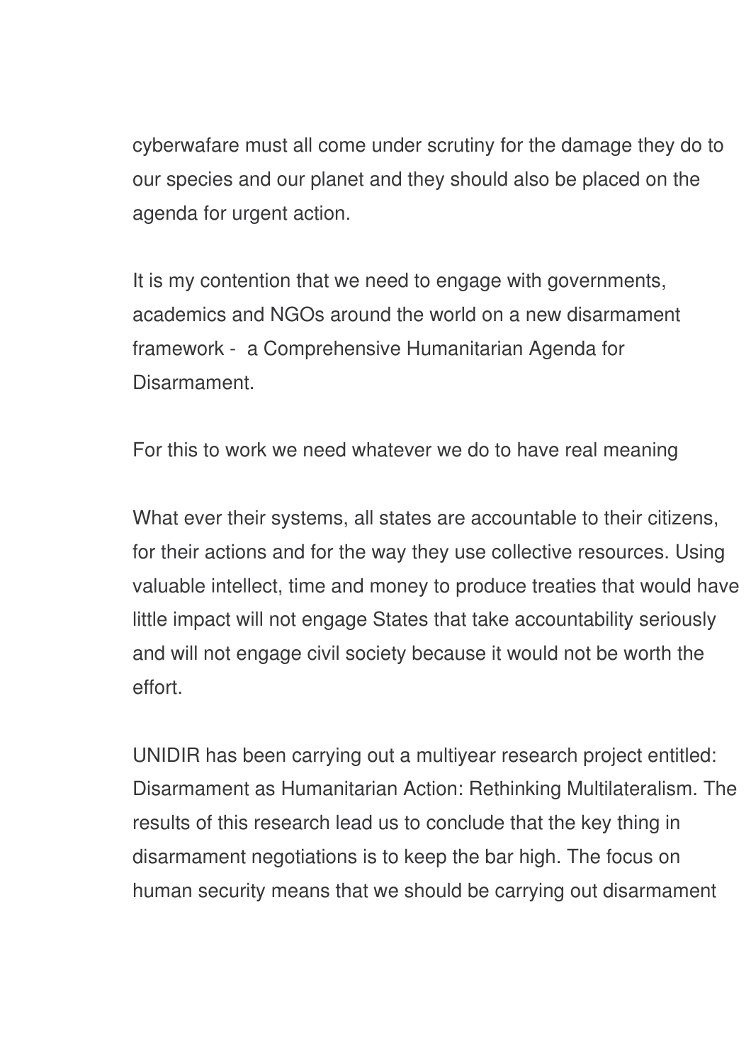cyberwafare must all come under scrutiny for the damage they do to our species and our planet and they should also be placed on the agenda for urgent action.

It is my contention that we need to engage with governments, academics and NGOs around the world on a new disarmament framework - a Comprehensive Humanitarian Agenda for Disarmament.

For this to work we need whatever we do to have real meaning

What ever their systems, all states are accountable to their citizens, for their actions and for the way they use collective resources. Using valuable intellect, time and money to produce treaties that would have little impact will not engage States that take accountability seriously and will not engage civil society because it would not be worth the effort.

UNIDIR has been carrying out a multiyear research project entitled: Disarmament as Humanitarian Action: Rethinking Multilateralism. The results of this research lead us to conclude that the key thing in disarmament negotiations is to keep the bar high. The focus on human security means that we should be carrying out disarmament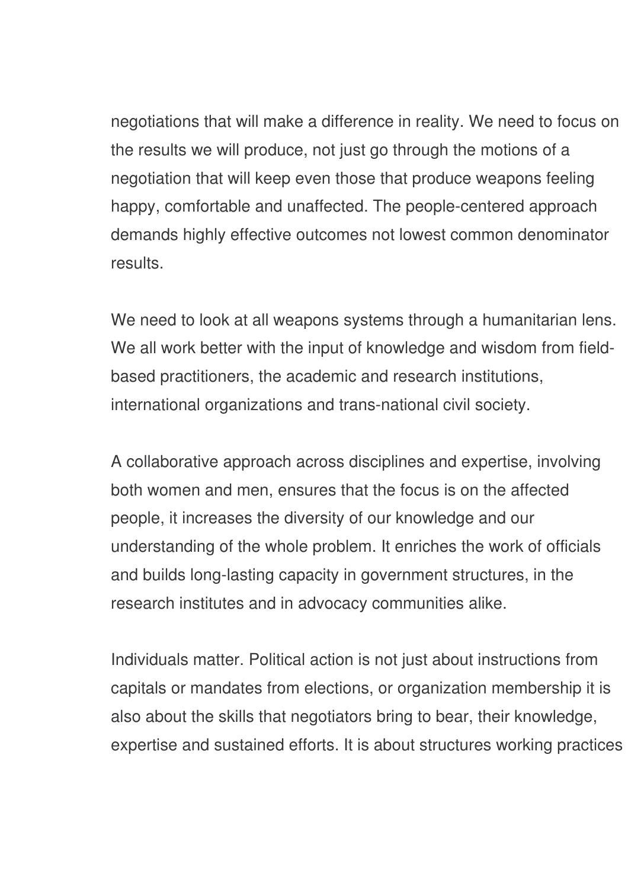negotiations that will make a difference in reality. We need to focus on the results we will produce, not just go through the motions of a negotiation that will keep even those that produce weapons feeling happy, comfortable and unaffected. The people-centered approach demands highly effective outcomes not lowest common denominator results.

We need to look at all weapons systems through a humanitarian lens. We all work better with the input of knowledge and wisdom from field-based practitioners, the academic and research institutions, international organizations and trans-national civil society.

A collaborative approach across disciplines and expertise, involving both women and men, ensures that the focus is on the affected people, it increases the diversity of our knowledge and our understanding of the whole problem. It enriches the work of officials and builds long-lasting capacity in government structures, in the research institutes and in advocacy communities alike.

Individuals matter. Political action is not just about instructions from capitals or mandates from elections, or organization membership it is also about the skills that negotiators bring to bear, their knowledge, expertise and sustained efforts. It is about structures working practices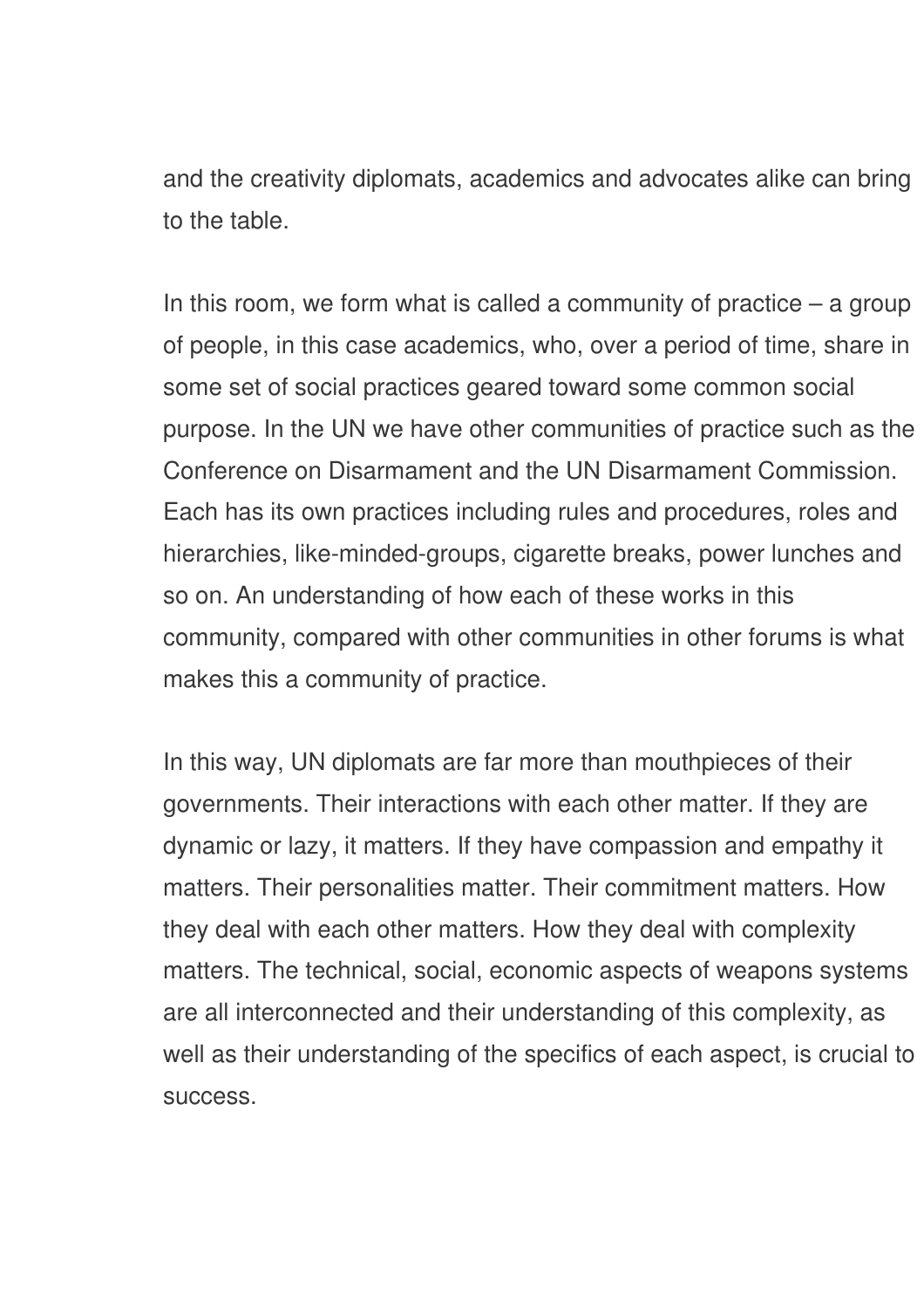and the creativity diplomats, academics and advocates alike can bring to the table.

In this room, we form what is called a community of practice – a group of people, in this case academics, who, over a period of time, share in some set of social practices geared toward some common social purpose. In the UN we have other communities of practice such as the Conference on Disarmament and the UN Disarmament Commission. Each has its own practices including rules and procedures, roles and hierarchies, like-minded-groups, cigarette breaks, power lunches and so on. An understanding of how each of these works in this community, compared with other communities in other forums is what makes this a community of practice.

In this way, UN diplomats are far more than mouthpieces of their governments. Their interactions with each other matter. If they are dynamic or lazy, it matters. If they have compassion and empathy it matters. Their personalities matter. Their commitment matters. How they deal with each other matters. How they deal with complexity matters. The technical, social, economic aspects of weapons systems are all interconnected and their understanding of this complexity, as well as their understanding of the specifics of each aspect, is crucial to success.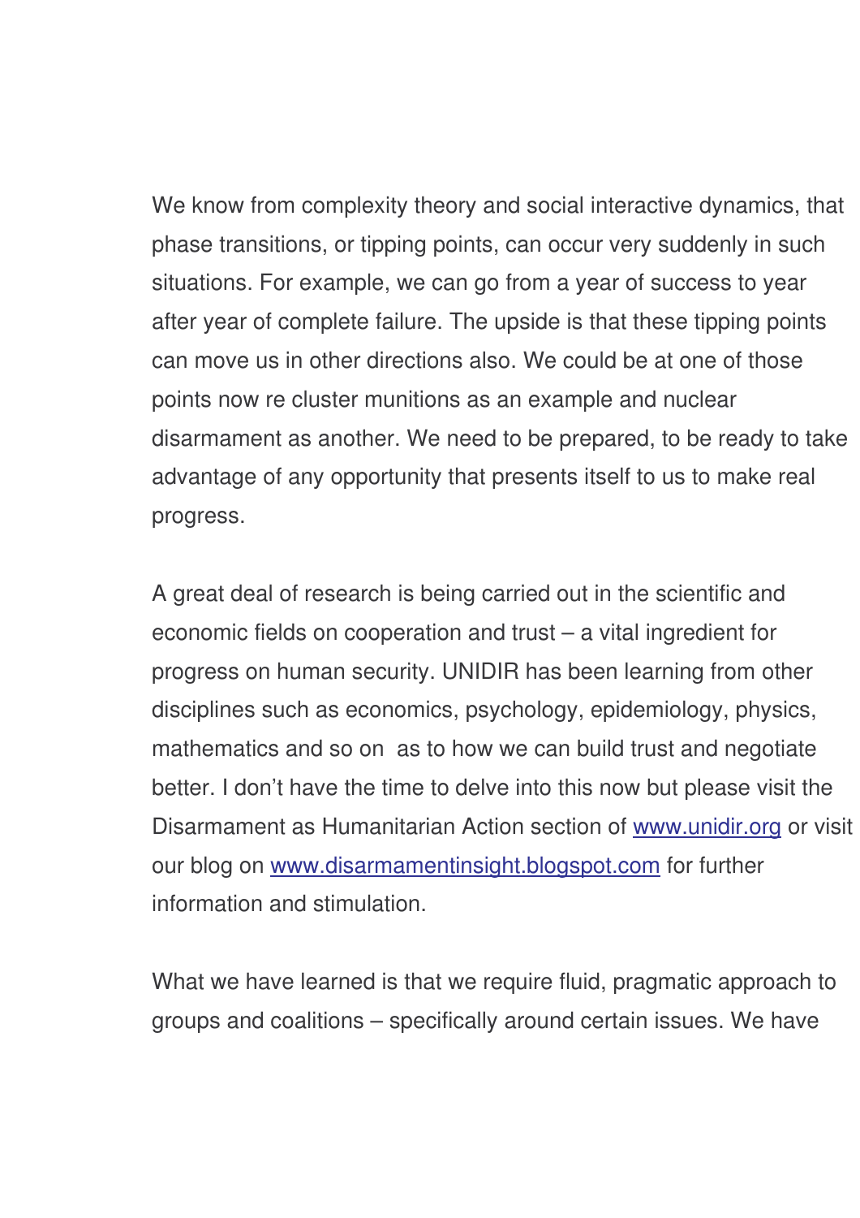We know from complexity theory and social interactive dynamics, that phase transitions, or tipping points, can occur very suddenly in such situations. For example, we can go from a year of success to year after year of complete failure. The upside is that these tipping points can move us in other directions also. We could be at one of those points now re cluster munitions as an example and nuclear disarmament as another. We need to be prepared, to be ready to take advantage of any opportunity that presents itself to us to make real progress.

A great deal of research is being carried out in the scientific and economic fields on cooperation and trust – a vital ingredient for progress on human security. UNIDIR has been learning from other disciplines such as economics, psychology, epidemiology, physics, mathematics and so on  as to how we can build trust and negotiate better. I don't have the time to delve into this now but please visit the Disarmament as Humanitarian Action section of [www.unidir.org](http://www.unidir.org) or visit our blog on [www.disarmamentinsight.blogspot.com](http://www.disarmamentinsight.blogspot.com) for further information and stimulation.

What we have learned is that we require fluid, pragmatic approach to groups and coalitions – specifically around certain issues. We have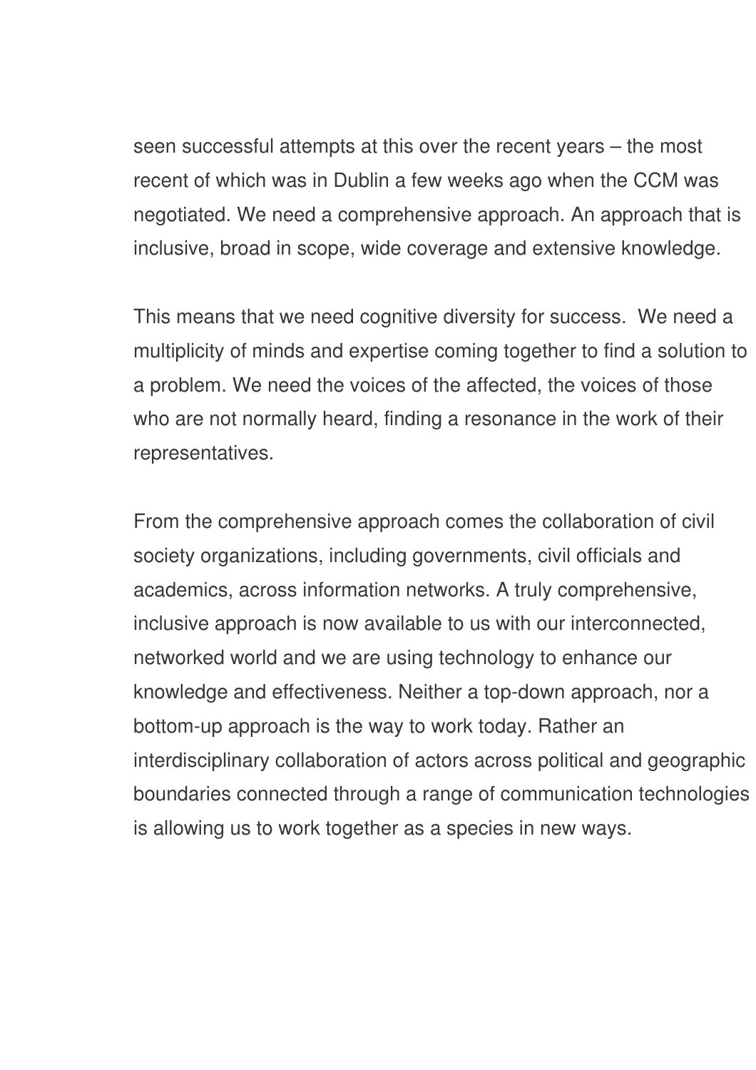seen successful attempts at this over the recent years – the most recent of which was in Dublin a few weeks ago when the CCM was negotiated. We need a comprehensive approach. An approach that is inclusive, broad in scope, wide coverage and extensive knowledge.

This means that we need cognitive diversity for success. We need a multiplicity of minds and expertise coming together to find a solution to a problem. We need the voices of the affected, the voices of those who are not normally heard, finding a resonance in the work of their representatives.

From the comprehensive approach comes the collaboration of civil society organizations, including governments, civil officials and academics, across information networks. A truly comprehensive, inclusive approach is now available to us with our interconnected, networked world and we are using technology to enhance our knowledge and effectiveness. Neither a top-down approach, nor a bottom-up approach is the way to work today. Rather an interdisciplinary collaboration of actors across political and geographic boundaries connected through a range of communication technologies is allowing us to work together as a species in new ways.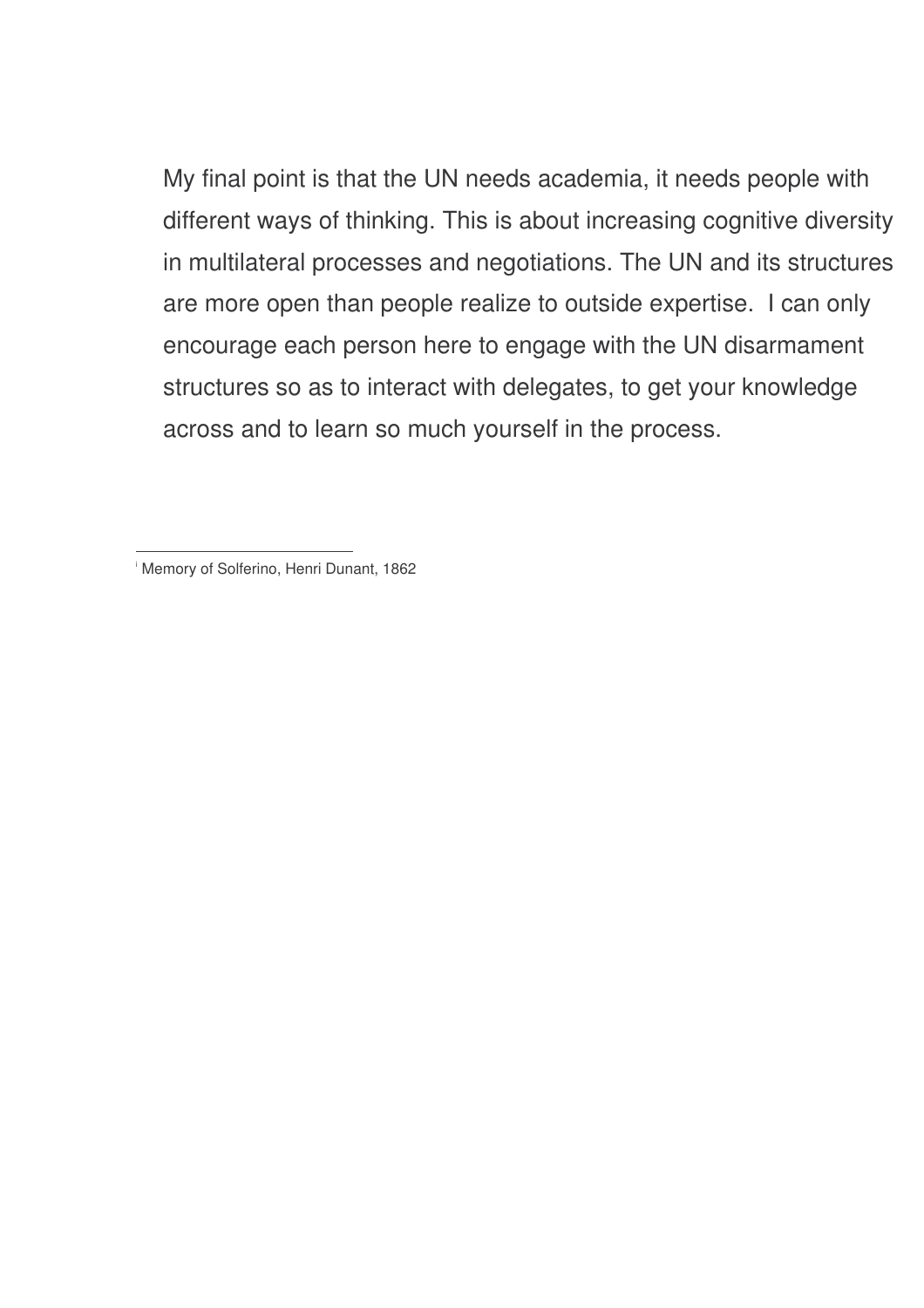My final point is that the UN needs academia, it needs people with different ways of thinking. This is about increasing cognitive diversity in multilateral processes and negotiations. The UN and its structures are more open than people realize to outside expertise. I can only encourage each person here to engage with the UN disarmament structures so as to interact with delegates, to get your knowledge across and to learn so much yourself in the process.

---

[i] Memory of Solferino, Henri Dunant, 1862